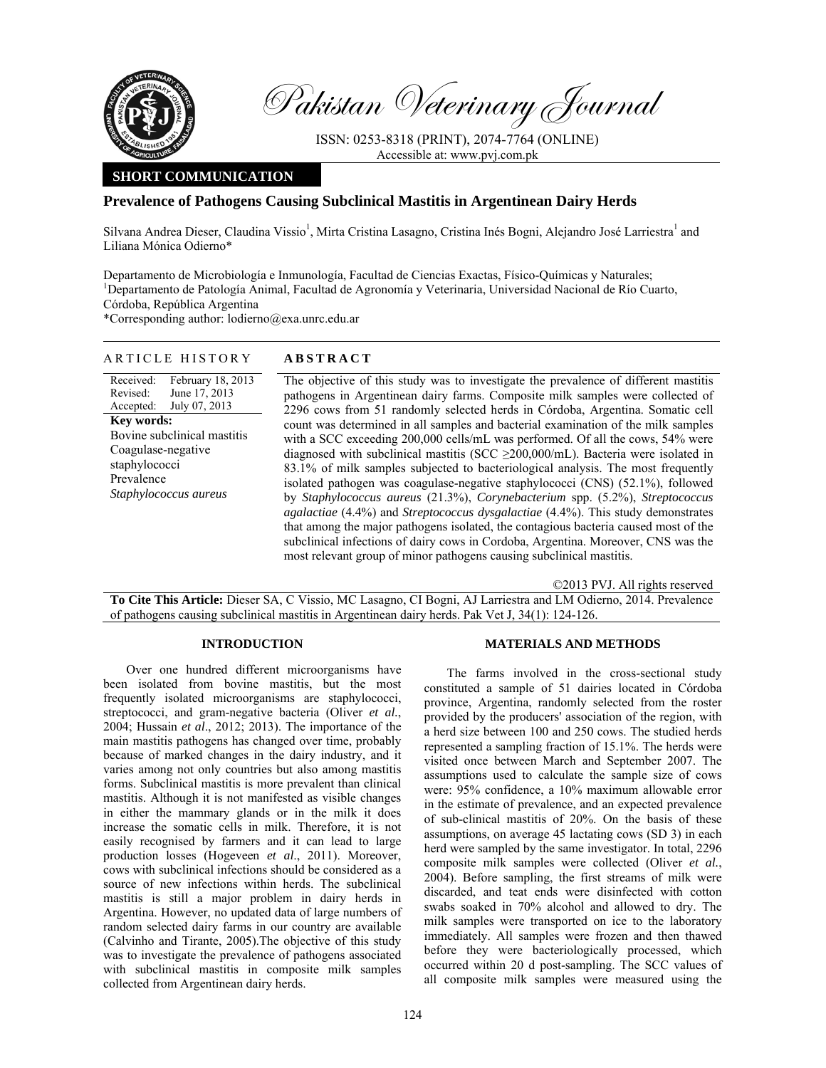Pakistan Veterinary Journal

ISSN: 0253-8318 (PRINT), 2074-7764 (ONLINE)
Accessible at: www.pvj.com.pk

**SHORT COMMUNICATION**

# Prevalence of Pathogens Causing Subclinical Mastitis in Argentinean Dairy Herds

Silvana Andrea Dieser, Claudina Vissio[1], Mirta Cristina Lasagno, Cristina Inés Bogni, Alejandro José Larriestra[1] and Liliana Mónica Odierno*

Departamento de Microbiología e Inmunología, Facultad de Ciencias Exactas, Físico-Químicas y Naturales; [1]Departamento de Patología Animal, Facultad de Agronomía y Veterinaria, Universidad Nacional de Río Cuarto, Córdoba, República Argentina

*Corresponding author: lodierno@exa.unrc.edu.ar

## ARTICLE HISTORY

Received: February 18, 2013
Revised: June 17, 2013
Accepted: July 07, 2013

**Key words:**
Bovine subclinical mastitis
Coagulase-negative staphylococci
Prevalence
*Staphylococcus aureus*

## ABSTRACT

The objective of this study was to investigate the prevalence of different mastitis pathogens in Argentinean dairy farms. Composite milk samples were collected of 2296 cows from 51 randomly selected herds in Córdoba, Argentina. Somatic cell count was determined in all samples and bacterial examination of the milk samples with a SCC exceeding 200,000 cells/mL was performed. Of all the cows, 54% were diagnosed with subclinical mastitis (SCC ≥200,000/mL). Bacteria were isolated in 83.1% of milk samples subjected to bacteriological analysis. The most frequently isolated pathogen was coagulase-negative staphylococci (CNS) (52.1%), followed by *Staphylococcus aureus* (21.3%), *Corynebacterium* spp. (5.2%), *Streptococcus agalactiae* (4.4%) and *Streptococcus dysgalactiae* (4.4%). This study demonstrates that among the major pathogens isolated, the contagious bacteria caused most of the subclinical infections of dairy cows in Cordoba, Argentina. Moreover, CNS was the most relevant group of minor pathogens causing subclinical mastitis.

©2013 PVJ. All rights reserved

**To Cite This Article:** Dieser SA, C Vissio, MC Lasagno, CI Bogni, AJ Larriestra and LM Odierno, 2014. Prevalence of pathogens causing subclinical mastitis in Argentinean dairy herds. Pak Vet J, 34(1): 124-126.

## INTRODUCTION

Over one hundred different microorganisms have been isolated from bovine mastitis, but the most frequently isolated microorganisms are staphylococci, streptococci, and gram-negative bacteria (Oliver *et al.*, 2004; Hussain *et al*., 2012; 2013). The importance of the main mastitis pathogens has changed over time, probably because of marked changes in the dairy industry, and it varies among not only countries but also among mastitis forms. Subclinical mastitis is more prevalent than clinical mastitis. Although it is not manifested as visible changes in either the mammary glands or in the milk it does increase the somatic cells in milk. Therefore, it is not easily recognised by farmers and it can lead to large production losses (Hogeveen *et al.*, 2011). Moreover, cows with subclinical infections should be considered as a source of new infections within herds. The subclinical mastitis is still a major problem in dairy herds in Argentina. However, no updated data of large numbers of random selected dairy farms in our country are available (Calvinho and Tirante, 2005).The objective of this study was to investigate the prevalence of pathogens associated with subclinical mastitis in composite milk samples collected from Argentinean dairy herds.

## MATERIALS AND METHODS

The farms involved in the cross-sectional study constituted a sample of 51 dairies located in Córdoba province, Argentina, randomly selected from the roster provided by the producers' association of the region, with a herd size between 100 and 250 cows. The studied herds represented a sampling fraction of 15.1%. The herds were visited once between March and September 2007. The assumptions used to calculate the sample size of cows were: 95% confidence, a 10% maximum allowable error in the estimate of prevalence, and an expected prevalence of sub-clinical mastitis of 20%. On the basis of these assumptions, on average 45 lactating cows (SD 3) in each herd were sampled by the same investigator. In total, 2296 composite milk samples were collected (Oliver *et al.*, 2004). Before sampling, the first streams of milk were discarded, and teat ends were disinfected with cotton swabs soaked in 70% alcohol and allowed to dry. The milk samples were transported on ice to the laboratory immediately. All samples were frozen and then thawed before they were bacteriologically processed, which occurred within 20 d post-sampling. The SCC values of all composite milk samples were measured using the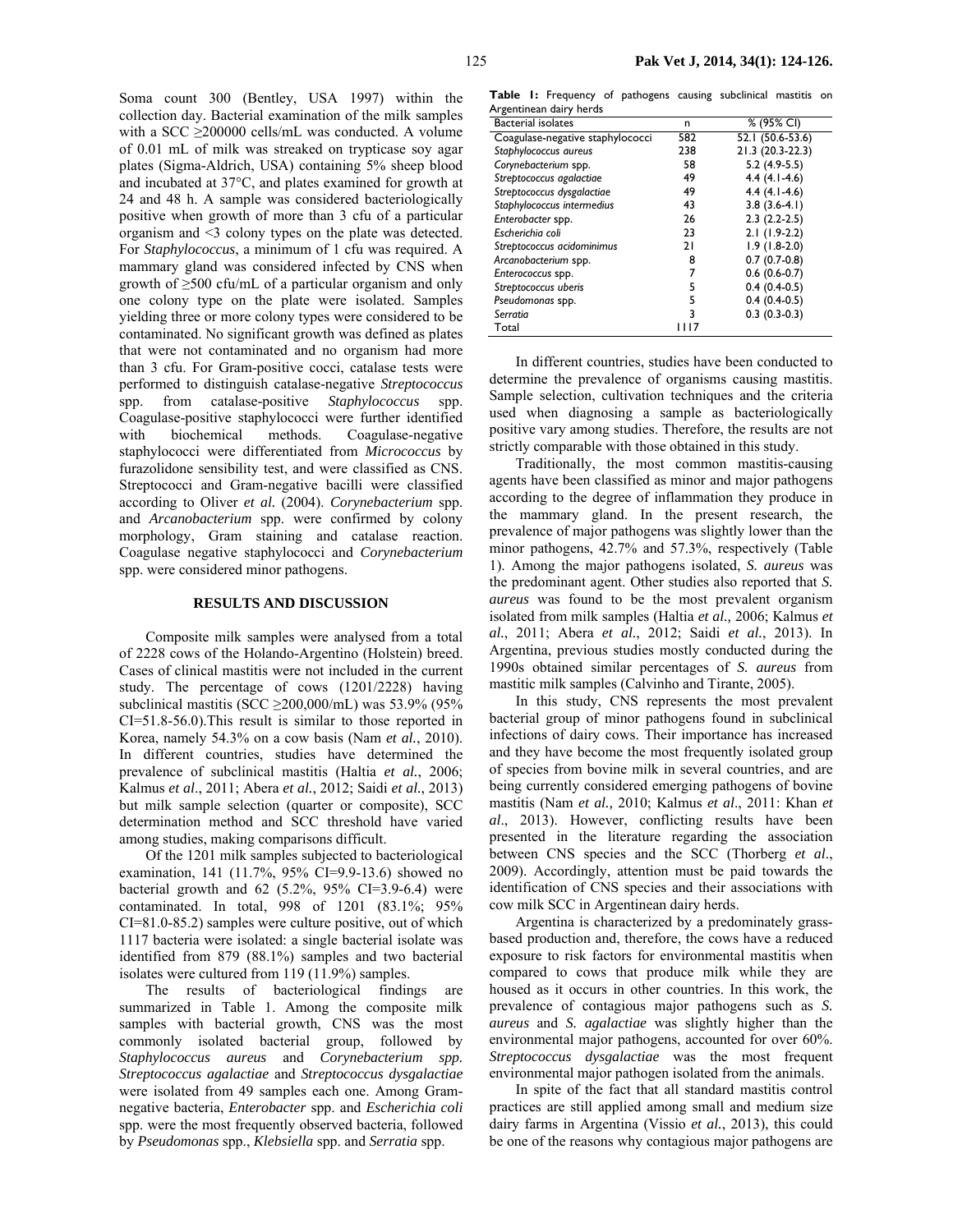Soma count 300 (Bentley, USA 1997) within the collection day. Bacterial examination of the milk samples with a SCC ≥200000 cells/mL was conducted. A volume of 0.01 mL of milk was streaked on trypticase soy agar plates (Sigma-Aldrich, USA) containing 5% sheep blood and incubated at 37°C, and plates examined for growth at 24 and 48 h. A sample was considered bacteriologically positive when growth of more than 3 cfu of a particular organism and <3 colony types on the plate was detected. For *Staphylococcus*, a minimum of 1 cfu was required. A mammary gland was considered infected by CNS when growth of ≥500 cfu/mL of a particular organism and only one colony type on the plate were isolated. Samples yielding three or more colony types were considered to be contaminated. No significant growth was defined as plates that were not contaminated and no organism had more than 3 cfu. For Gram-positive cocci, catalase tests were performed to distinguish catalase-negative *Streptococcus* spp. from catalase-positive *Staphylococcus* spp. Coagulase-positive staphylococci were further identified with biochemical methods. Coagulase-negative staphylococci were differentiated from *Micrococcus* by furazolidone sensibility test, and were classified as CNS. Streptococci and Gram-negative bacilli were classified according to Oliver *et al.* (2004). *Corynebacterium* spp. and *Arcanobacterium* spp. were confirmed by colony morphology, Gram staining and catalase reaction. Coagulase negative staphylococci and *Corynebacterium* spp. were considered minor pathogens.

## RESULTS AND DISCUSSION

Composite milk samples were analysed from a total of 2228 cows of the Holando-Argentino (Holstein) breed. Cases of clinical mastitis were not included in the current study. The percentage of cows (1201/2228) having subclinical mastitis (SCC ≥200,000/mL) was 53.9% (95% CI=51.8-56.0).This result is similar to those reported in Korea, namely 54.3% on a cow basis (Nam *et al.*, 2010). In different countries, studies have determined the prevalence of subclinical mastitis (Haltia *et al.*, 2006; Kalmus *et al.*, 2011; Abera *et al.*, 2012; Saidi *et al.*, 2013) but milk sample selection (quarter or composite), SCC determination method and SCC threshold have varied among studies, making comparisons difficult.

Of the 1201 milk samples subjected to bacteriological examination, 141 (11.7%, 95% CI=9.9-13.6) showed no bacterial growth and 62 (5.2%, 95% CI=3.9-6.4) were contaminated. In total, 998 of 1201 (83.1%; 95% CI=81.0-85.2) samples were culture positive, out of which 1117 bacteria were isolated: a single bacterial isolate was identified from 879 (88.1%) samples and two bacterial isolates were cultured from 119 (11.9%) samples.

The results of bacteriological findings are summarized in Table 1. Among the composite milk samples with bacterial growth, CNS was the most commonly isolated bacterial group, followed by *Staphylococcus aureus* and *Corynebacterium spp. Streptococcus agalactiae* and *Streptococcus dysgalactiae* were isolated from 49 samples each one. Among Gram-negative bacteria, *Enterobacter* spp. and *Escherichia coli* spp. were the most frequently observed bacteria, followed by *Pseudomonas* spp., *Klebsiella* spp. and *Serratia* spp.

**Table 1:** Frequency of pathogens causing subclinical mastitis on Argentinean dairy herds

| Bacterial isolates | n | % (95% CI) |
|---|---|---|
| Coagulase-negative staphylococci | 582 | 52.1 (50.6-53.6) |
| *Staphylococcus aureus* | 238 | 21.3 (20.3-22.3) |
| *Corynebacterium* spp. | 58 | 5.2 (4.9-5.5) |
| *Streptococcus agalactiae* | 49 | 4.4 (4.1-4.6) |
| *Streptococcus dysgalactiae* | 49 | 4.4 (4.1-4.6) |
| *Staphylococcus intermedius* | 43 | 3.8 (3.6-4.1) |
| *Enterobacter* spp. | 26 | 2.3 (2.2-2.5) |
| *Escherichia coli* | 23 | 2.1 (1.9-2.2) |
| *Streptococcus acidominimus* | 21 | 1.9 (1.8-2.0) |
| *Arcanobacterium* spp. | 8 | 0.7 (0.7-0.8) |
| *Enterococcus* spp. | 7 | 0.6 (0.6-0.7) |
| *Streptococcus uberis* | 5 | 0.4 (0.4-0.5) |
| *Pseudomonas* spp. | 5 | 0.4 (0.4-0.5) |
| *Serratia* | 3 | 0.3 (0.3-0.3) |
| Total | 1117 | |

In different countries, studies have been conducted to determine the prevalence of organisms causing mastitis. Sample selection, cultivation techniques and the criteria used when diagnosing a sample as bacteriologically positive vary among studies. Therefore, the results are not strictly comparable with those obtained in this study.

Traditionally, the most common mastitis-causing agents have been classified as minor and major pathogens according to the degree of inflammation they produce in the mammary gland. In the present research, the prevalence of major pathogens was slightly lower than the minor pathogens, 42.7% and 57.3%, respectively (Table 1). Among the major pathogens isolated, *S. aureus* was the predominant agent. Other studies also reported that *S. aureus* was found to be the most prevalent organism isolated from milk samples (Haltia *et al.,* 2006; Kalmus *et al.*, 2011; Abera *et al.*, 2012; Saidi *et al.*, 2013). In Argentina, previous studies mostly conducted during the 1990s obtained similar percentages of *S. aureus* from mastitic milk samples (Calvinho and Tirante, 2005).

In this study, CNS represents the most prevalent bacterial group of minor pathogens found in subclinical infections of dairy cows. Their importance has increased and they have become the most frequently isolated group of species from bovine milk in several countries, and are being currently considered emerging pathogens of bovine mastitis (Nam *et al.,* 2010; Kalmus *et al*., 2011: Khan *et al*., 2013). However, conflicting results have been presented in the literature regarding the association between CNS species and the SCC (Thorberg *et al*., 2009). Accordingly, attention must be paid towards the identification of CNS species and their associations with cow milk SCC in Argentinean dairy herds.

Argentina is characterized by a predominately grass-based production and, therefore, the cows have a reduced exposure to risk factors for environmental mastitis when compared to cows that produce milk while they are housed as it occurs in other countries. In this work, the prevalence of contagious major pathogens such as *S. aureus* and *S. agalactiae* was slightly higher than the environmental major pathogens, accounted for over 60%. *Streptococcus dysgalactiae* was the most frequent environmental major pathogen isolated from the animals.

In spite of the fact that all standard mastitis control practices are still applied among small and medium size dairy farms in Argentina (Vissio *et al.*, 2013), this could be one of the reasons why contagious major pathogens are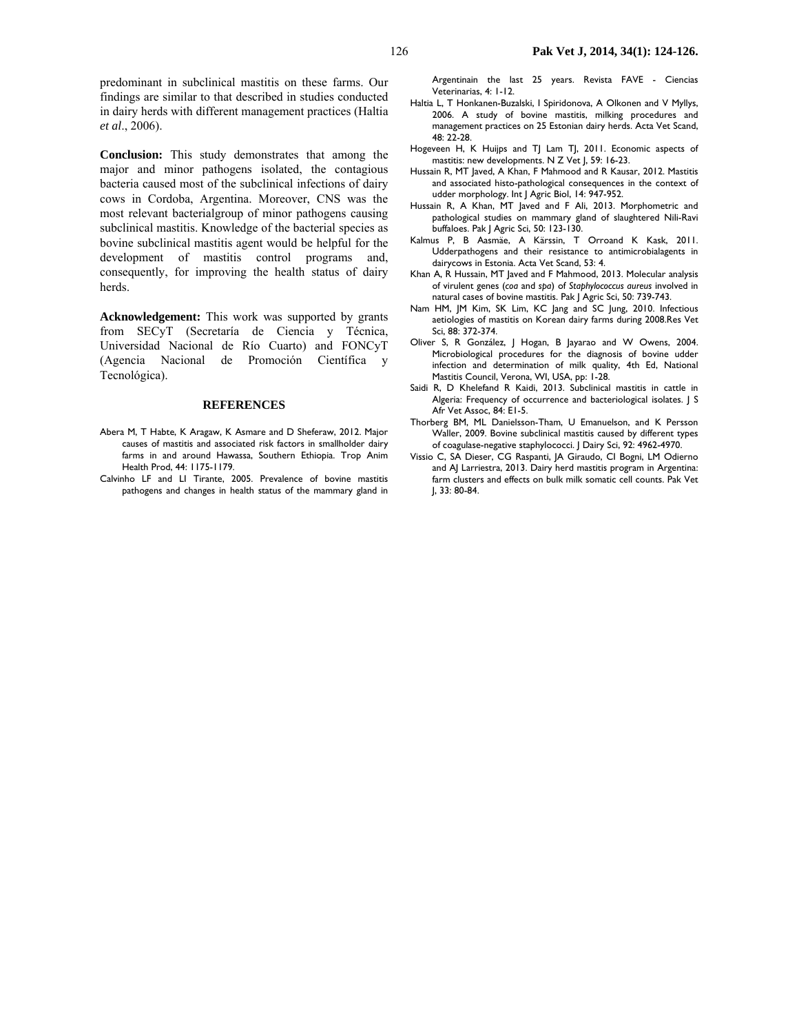predominant in subclinical mastitis on these farms. Our findings are similar to that described in studies conducted in dairy herds with different management practices (Haltia *et al*., 2006).

**Conclusion:** This study demonstrates that among the major and minor pathogens isolated, the contagious bacteria caused most of the subclinical infections of dairy cows in Cordoba, Argentina. Moreover, CNS was the most relevant bacterialgroup of minor pathogens causing subclinical mastitis. Knowledge of the bacterial species as bovine subclinical mastitis agent would be helpful for the development of mastitis control programs and, consequently, for improving the health status of dairy herds.

**Acknowledgement:** This work was supported by grants from SECyT (Secretaría de Ciencia y Técnica, Universidad Nacional de Río Cuarto) and FONCyT (Agencia Nacional de Promoción Científica y Tecnológica).

## REFERENCES

Abera M, T Habte, K Aragaw, K Asmare and D Sheferaw, 2012. Major causes of mastitis and associated risk factors in smallholder dairy farms in and around Hawassa, Southern Ethiopia. Trop Anim Health Prod, 44: 1175-1179.

Calvinho LF and LI Tirante, 2005. Prevalence of bovine mastitis pathogens and changes in health status of the mammary gland in Argentinain the last 25 years. Revista FAVE - Ciencias Veterinarias, 4: 1-12.

Haltia L, T Honkanen-Buzalski, I Spiridonova, A Olkonen and V Myllys, 2006. A study of bovine mastitis, milking procedures and management practices on 25 Estonian dairy herds. Acta Vet Scand, 48: 22-28.

Hogeveen H, K Huijps and TJ Lam TJ, 2011. Economic aspects of mastitis: new developments. N Z Vet J, 59: 16-23.

Hussain R, MT Javed, A Khan, F Mahmood and R Kausar, 2012. Mastitis and associated histo-pathological consequences in the context of udder morphology. Int J Agric Biol, 14: 947-952.

Hussain R, A Khan, MT Javed and F Ali, 2013. Morphometric and pathological studies on mammary gland of slaughtered Nili-Ravi buffaloes. Pak J Agric Sci, 50: 123-130.

Kalmus P, B Aasmäe, A Kärssin, T Orroand K Kask, 2011. Udderpathogens and their resistance to antimicrobialagents in dairycows in Estonia. Acta Vet Scand, 53: 4.

Khan A, R Hussain, MT Javed and F Mahmood, 2013. Molecular analysis of virulent genes (*coa* and *spa*) of *Staphylococcus aureus* involved in natural cases of bovine mastitis. Pak J Agric Sci, 50: 739-743.

Nam HM, JM Kim, SK Lim, KC Jang and SC Jung, 2010. Infectious aetiologies of mastitis on Korean dairy farms during 2008.Res Vet Sci, 88: 372-374.

Oliver S, R González, J Hogan, B Jayarao and W Owens, 2004. Microbiological procedures for the diagnosis of bovine udder infection and determination of milk quality, 4th Ed, National Mastitis Council, Verona, WI, USA, pp: 1-28.

Saidi R, D Khelefand R Kaidi, 2013. Subclinical mastitis in cattle in Algeria: Frequency of occurrence and bacteriological isolates. J S Afr Vet Assoc, 84: E1-5.

Thorberg BM, ML Danielsson-Tham, U Emanuelson, and K Persson Waller, 2009. Bovine subclinical mastitis caused by different types of coagulase-negative staphylococci. J Dairy Sci, 92: 4962-4970.

Vissio C, SA Dieser, CG Raspanti, JA Giraudo, CI Bogni, LM Odierno and AJ Larriestra, 2013. Dairy herd mastitis program in Argentina: farm clusters and effects on bulk milk somatic cell counts. Pak Vet J, 33: 80-84.